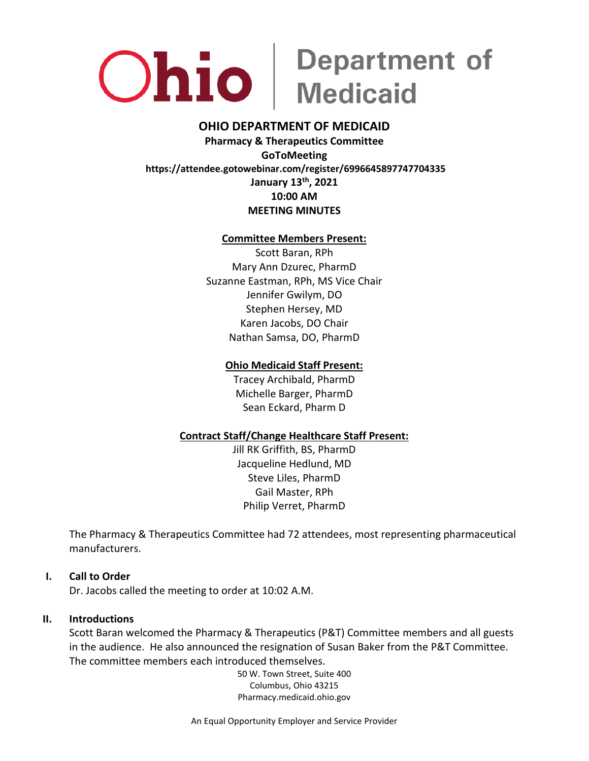# OHIO DEPARTMENT OF MEDICAID

**Pharmacy & Therapeutics Committee**
**GoToMeeting**
**https://attendee.gotowebinar.com/register/6996645897747704335**
**January 13th, 2021**
**10:00 AM**
**MEETING MINUTES**

**Committee Members Present:**

Scott Baran, RPh
Mary Ann Dzurec, PharmD
Suzanne Eastman, RPh, MS Vice Chair
Jennifer Gwilym, DO
Stephen Hersey, MD
Karen Jacobs, DO Chair
Nathan Samsa, DO, PharmD

**Ohio Medicaid Staff Present:**

Tracey Archibald, PharmD
Michelle Barger, PharmD
Sean Eckard, Pharm D

**Contract Staff/Change Healthcare Staff Present:**

Jill RK Griffith, BS, PharmD
Jacqueline Hedlund, MD
Steve Liles, PharmD
Gail Master, RPh
Philip Verret, PharmD

The Pharmacy & Therapeutics Committee had 72 attendees, most representing pharmaceutical manufacturers.

## I. Call to Order

Dr. Jacobs called the meeting to order at 10:02 A.M.

## II. Introductions

Scott Baran welcomed the Pharmacy & Therapeutics (P&T) Committee members and all guests in the audience. He also announced the resignation of Susan Baker from the P&T Committee. The committee members each introduced themselves.

50 W. Town Street, Suite 400
Columbus, Ohio 43215
Pharmacy.medicaid.ohio.gov

An Equal Opportunity Employer and Service Provider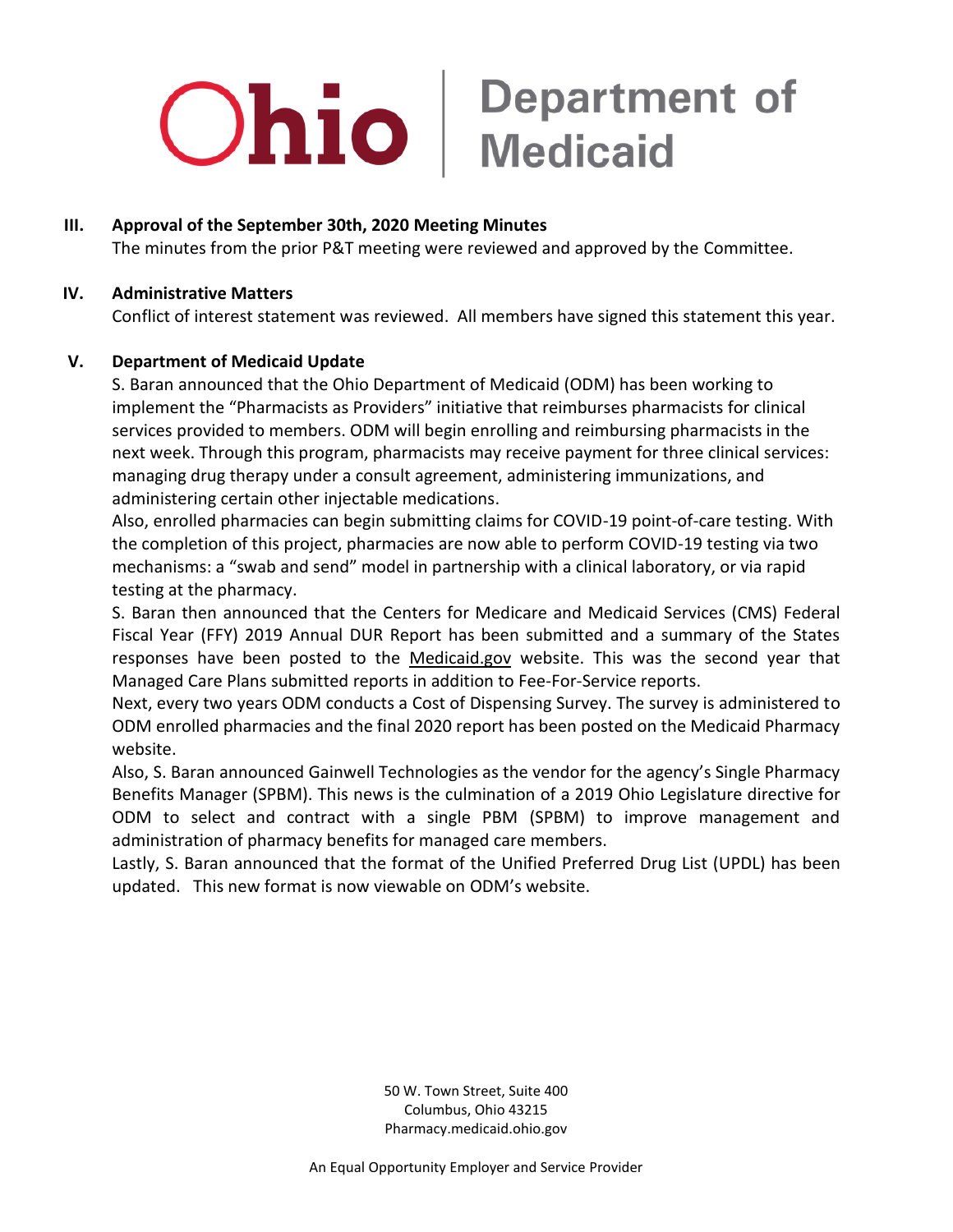## III. Approval of the September 30th, 2020 Meeting Minutes

The minutes from the prior P&T meeting were reviewed and approved by the Committee.

## IV. Administrative Matters

Conflict of interest statement was reviewed. All members have signed this statement this year.

## V. Department of Medicaid Update

S. Baran announced that the Ohio Department of Medicaid (ODM) has been working to implement the "Pharmacists as Providers" initiative that reimburses pharmacists for clinical services provided to members. ODM will begin enrolling and reimbursing pharmacists in the next week. Through this program, pharmacists may receive payment for three clinical services: managing drug therapy under a consult agreement, administering immunizations, and administering certain other injectable medications.

Also, enrolled pharmacies can begin submitting claims for COVID-19 point-of-care testing. With the completion of this project, pharmacies are now able to perform COVID-19 testing via two mechanisms: a "swab and send" model in partnership with a clinical laboratory, or via rapid testing at the pharmacy.

S. Baran then announced that the Centers for Medicare and Medicaid Services (CMS) Federal Fiscal Year (FFY) 2019 Annual DUR Report has been submitted and a summary of the States responses have been posted to the Medicaid.gov website. This was the second year that Managed Care Plans submitted reports in addition to Fee-For-Service reports.

Next, every two years ODM conducts a Cost of Dispensing Survey. The survey is administered to ODM enrolled pharmacies and the final 2020 report has been posted on the Medicaid Pharmacy website.

Also, S. Baran announced Gainwell Technologies as the vendor for the agency's Single Pharmacy Benefits Manager (SPBM). This news is the culmination of a 2019 Ohio Legislature directive for ODM to select and contract with a single PBM (SPBM) to improve management and administration of pharmacy benefits for managed care members.

Lastly, S. Baran announced that the format of the Unified Preferred Drug List (UPDL) has been updated. This new format is now viewable on ODM's website.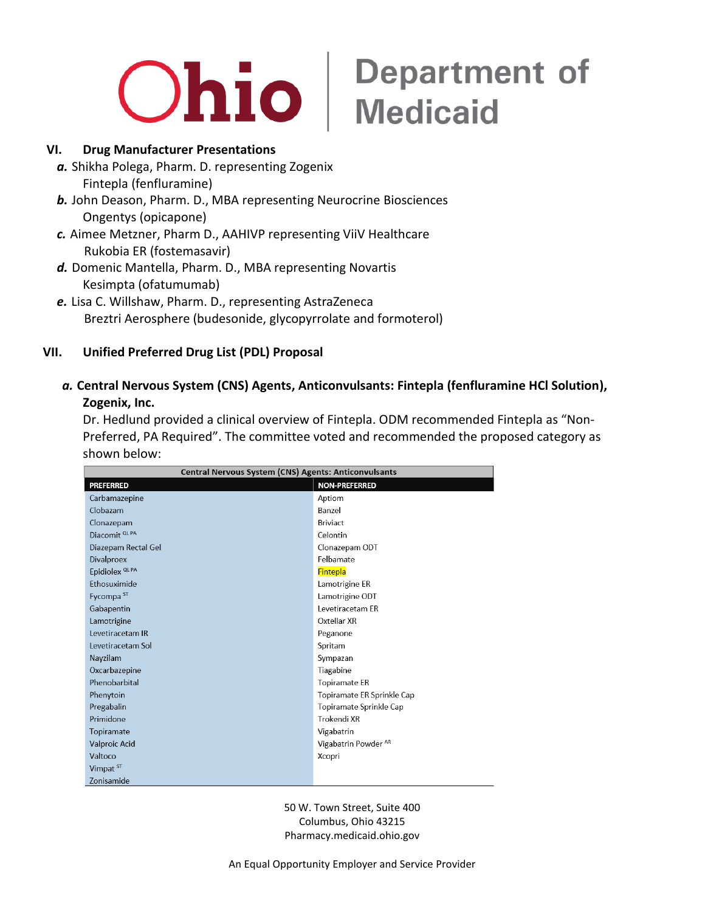## VI. Drug Manufacturer Presentations

***a.*** Shikha Polega, Pharm. D. representing Zogenix
Fintepla (fenfluramine)

***b.*** John Deason, Pharm. D., MBA representing Neurocrine Biosciences
Ongentys (opicapone)

***c.*** Aimee Metzner, Pharm D., AAHIVP representing ViiV Healthcare
Rukobia ER (fostemasavir)

***d.*** Domenic Mantella, Pharm. D., MBA representing Novartis
Kesimpta (ofatumumab)

***e.*** Lisa C. Willshaw, Pharm. D., representing AstraZeneca
Breztri Aerosphere (budesonide, glycopyrrolate and formoterol)

## VII. Unified Preferred Drug List (PDL) Proposal

### *a.* Central Nervous System (CNS) Agents, Anticonvulsants: Fintepla (fenfluramine HCl Solution), Zogenix, Inc.

Dr. Hedlund provided a clinical overview of Fintepla. ODM recommended Fintepla as "Non-Preferred, PA Required". The committee voted and recommended the proposed category as shown below:

| Central Nervous System (CNS) Agents: Anticonvulsants | |
|---|---|
| **PREFERRED** | **NON-PREFERRED** |
| Carbamazepine | Aptiom |
| Clobazam | Banzel |
| Clonazepam | Briviact |
| Diacomit QL PA | Celontin |
| Diazepam Rectal Gel | Clonazepam ODT |
| Divalproex | Felbamate |
| Epidiolex QL PA | Fintepla |
| Ethosuximide | Lamotrigine ER |
| Fycompa ST | Lamotrigine ODT |
| Gabapentin | Levetiracetam ER |
| Lamotrigine | Oxtellar XR |
| Levetiracetam IR | Peganone |
| Levetiracetam Sol | Spritam |
| Nayzilam | Sympazan |
| Oxcarbazepine | Tiagabine |
| Phenobarbital | Topiramate ER |
| Phenytoin | Topiramate ER Sprinkle Cap |
| Pregabalin | Topiramate Sprinkle Cap |
| Primidone | Trokendi XR |
| Topiramate | Vigabatrin |
| Valproic Acid | Vigabatrin Powder AR |
| Valtoco | Xcopri |
| Vimpat ST | |
| Zonisamide | |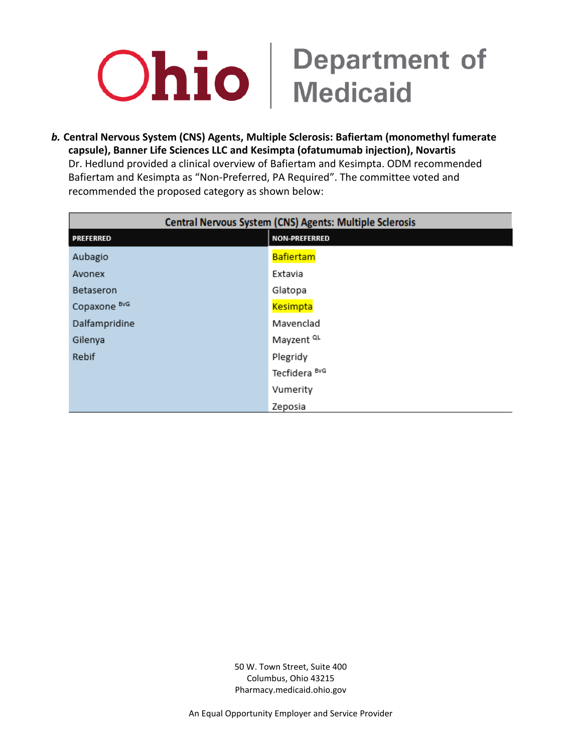***b.*** **Central Nervous System (CNS) Agents, Multiple Sclerosis: Bafiertam (monomethyl fumerate capsule), Banner Life Sciences LLC and Kesimpta (ofatumumab injection), Novartis**
Dr. Hedlund provided a clinical overview of Bafiertam and Kesimpta. ODM recommended Bafiertam and Kesimpta as "Non-Preferred, PA Required". The committee voted and recommended the proposed category as shown below:

| Central Nervous System (CNS) Agents: Multiple Sclerosis | |
|---|---|
| **PREFERRED** | **NON-PREFERRED** |
| Aubagio | Bafiertam |
| Avonex | Extavia |
| Betaseron | Glatopa |
| Copaxone BvG | Kesimpta |
| Dalfampridine | Mavenclad |
| Gilenya | Mayzent QL |
| Rebif | Plegridy |
| | Tecfidera BvG |
| | Vumerity |
| | Zeposia |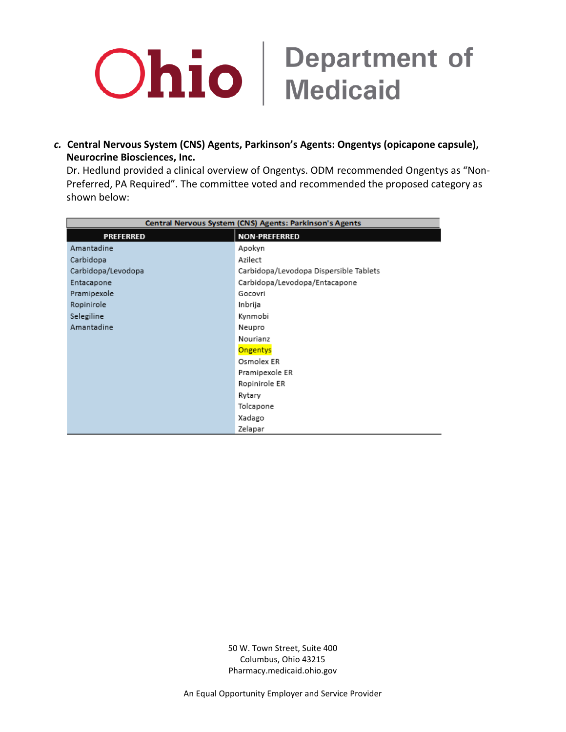c. **Central Nervous System (CNS) Agents, Parkinson's Agents: Ongentys (opicapone capsule), Neurocrine Biosciences, Inc.**

Dr. Hedlund provided a clinical overview of Ongentys. ODM recommended Ongentys as "Non-Preferred, PA Required". The committee voted and recommended the proposed category as shown below:

| Central Nervous System (CNS) Agents: Parkinson's Agents | |
|---|---|
| **PREFERRED** | **NON-PREFERRED** |
| Amantadine | Apokyn |
| Carbidopa | Azilect |
| Carbidopa/Levodopa | Carbidopa/Levodopa Dispersible Tablets |
| Entacapone | Carbidopa/Levodopa/Entacapone |
| Pramipexole | Gocovri |
| Ropinirole | Inbrija |
| Selegiline | Kynmobi |
| Amantadine | Neupro |
| | Nourianz |
| | Ongentys |
| | Osmolex ER |
| | Pramipexole ER |
| | Ropinirole ER |
| | Rytary |
| | Tolcapone |
| | Xadago |
| | Zelapar |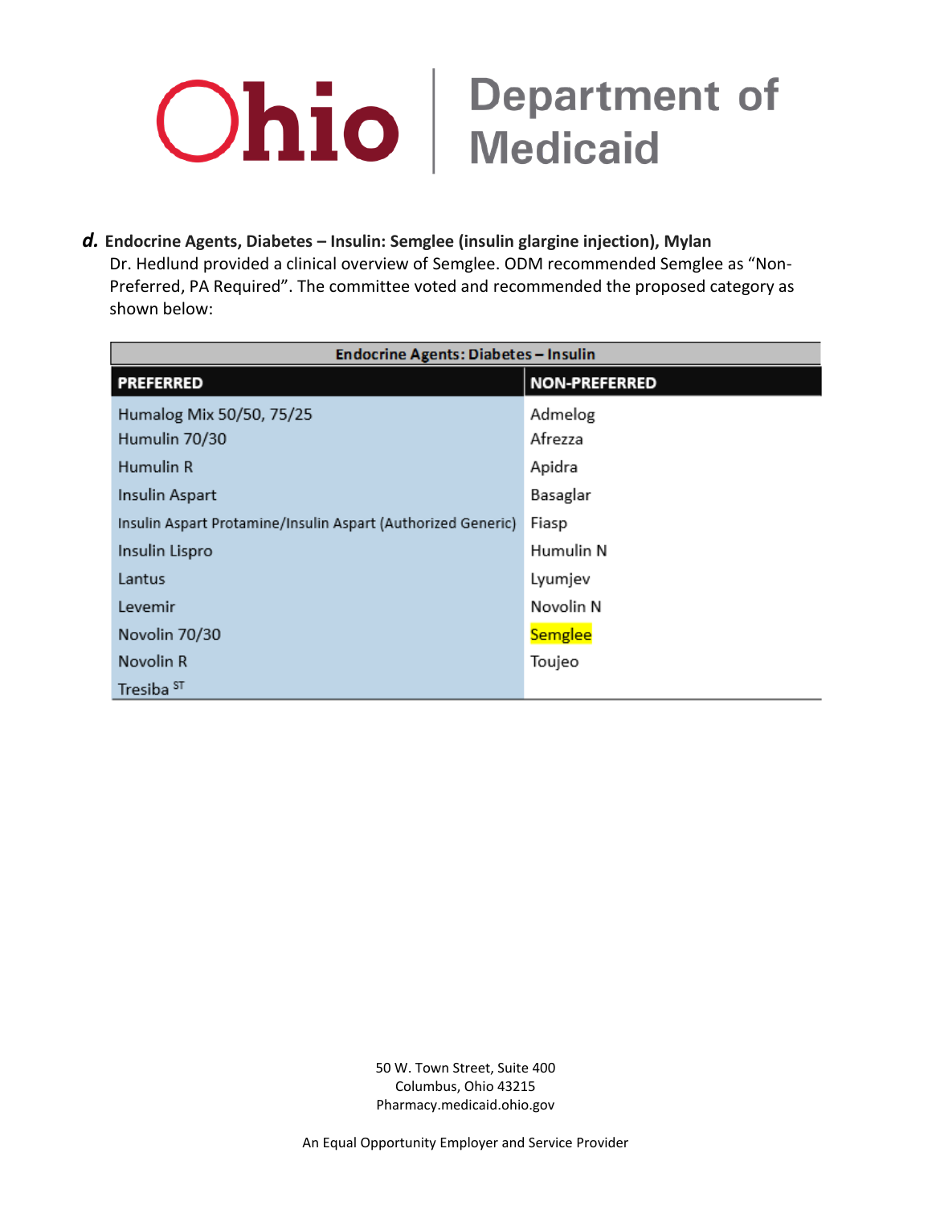***d.*** **Endocrine Agents, Diabetes – Insulin: Semglee (insulin glargine injection), Mylan**

Dr. Hedlund provided a clinical overview of Semglee. ODM recommended Semglee as "Non-Preferred, PA Required". The committee voted and recommended the proposed category as shown below:

| **Endocrine Agents: Diabetes – Insulin** | |
|---|---|
| **PREFERRED** | **NON-PREFERRED** |
| Humalog Mix 50/50, 75/25 | Admelog |
| Humulin 70/30 | Afrezza |
| Humulin R | Apidra |
| Insulin Aspart | Basaglar |
| Insulin Aspart Protamine/Insulin Aspart (Authorized Generic) | Fiasp |
| Insulin Lispro | Humulin N |
| Lantus | Lyumjev |
| Levemir | Novolin N |
| Novolin 70/30 | Semglee |
| Novolin R | Toujeo |
| Tresiba [ST] | |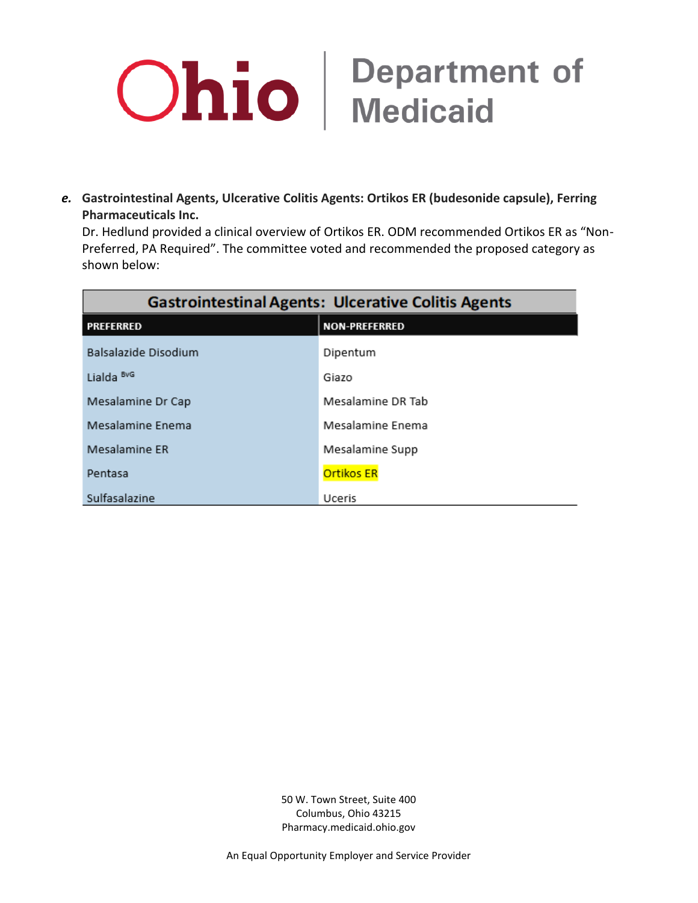***e.*** **Gastrointestinal Agents, Ulcerative Colitis Agents: Ortikos ER (budesonide capsule), Ferring Pharmaceuticals Inc.**

Dr. Hedlund provided a clinical overview of Ortikos ER. ODM recommended Ortikos ER as "Non-Preferred, PA Required". The committee voted and recommended the proposed category as shown below:

| Gastrointestinal Agents: Ulcerative Colitis Agents | |
|---|---|
| **PREFERRED** | **NON-PREFERRED** |
| Balsalazide Disodium | Dipentum |
| Lialda [BvG] | Giazo |
| Mesalamine Dr Cap | Mesalamine DR Tab |
| Mesalamine Enema | Mesalamine Enema |
| Mesalamine ER | Mesalamine Supp |
| Pentasa | Ortikos ER |
| Sulfasalazine | Uceris |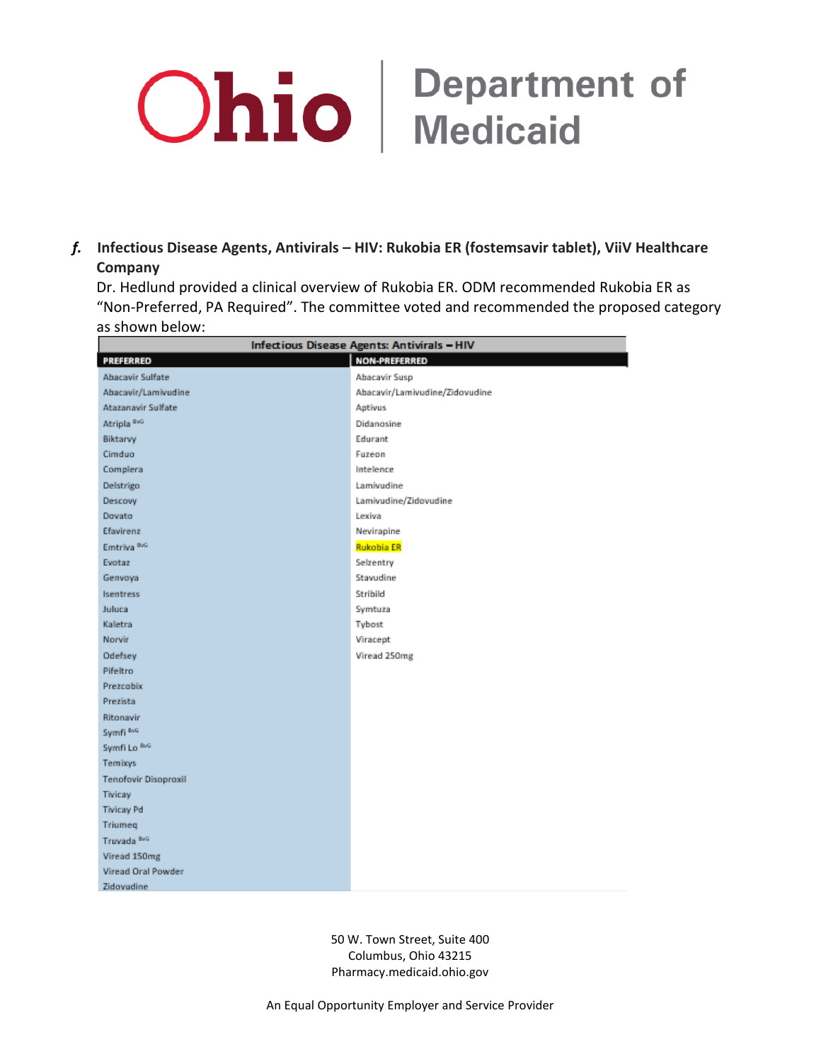***f.*** **Infectious Disease Agents, Antivirals – HIV: Rukobia ER (fostemsavir tablet), ViiV Healthcare Company**

Dr. Hedlund provided a clinical overview of Rukobia ER. ODM recommended Rukobia ER as "Non-Preferred, PA Required". The committee voted and recommended the proposed category as shown below:

| Infectious Disease Agents: Antivirals – HIV | |
|---|---|
| **PREFERRED** | **NON-PREFERRED** |
| Abacavir Sulfate | Abacavir Susp |
| Abacavir/Lamivudine | Abacavir/Lamivudine/Zidovudine |
| Atazanavir Sulfate | Aptivus |
| Atripla [BvG] | Didanosine |
| Biktarvy | Edurant |
| Cimduo | Fuzeon |
| Complera | Intelence |
| Delstrigo | Lamivudine |
| Descovy | Lamivudine/Zidovudine |
| Dovato | Lexiva |
| Efavirenz | Nevirapine |
| Emtriva [BvG] | Rukobia ER |
| Evotaz | Selzentry |
| Genvoya | Stavudine |
| Isentress | Stribild |
| Juluca | Symtuza |
| Kaletra | Tybost |
| Norvir | Viracept |
| Odefsey | Viread 250mg |
| Pifeltro | |
| Prezcobix | |
| Prezista | |
| Ritonavir | |
| Symfi [BvG] | |
| Symfi Lo [BvG] | |
| Temixys | |
| Tenofovir Disoproxil | |
| Tivicay | |
| Tivicay Pd | |
| Triumeq | |
| Truvada [BvG] | |
| Viread 150mg | |
| Viread Oral Powder | |
| Zidovudine | |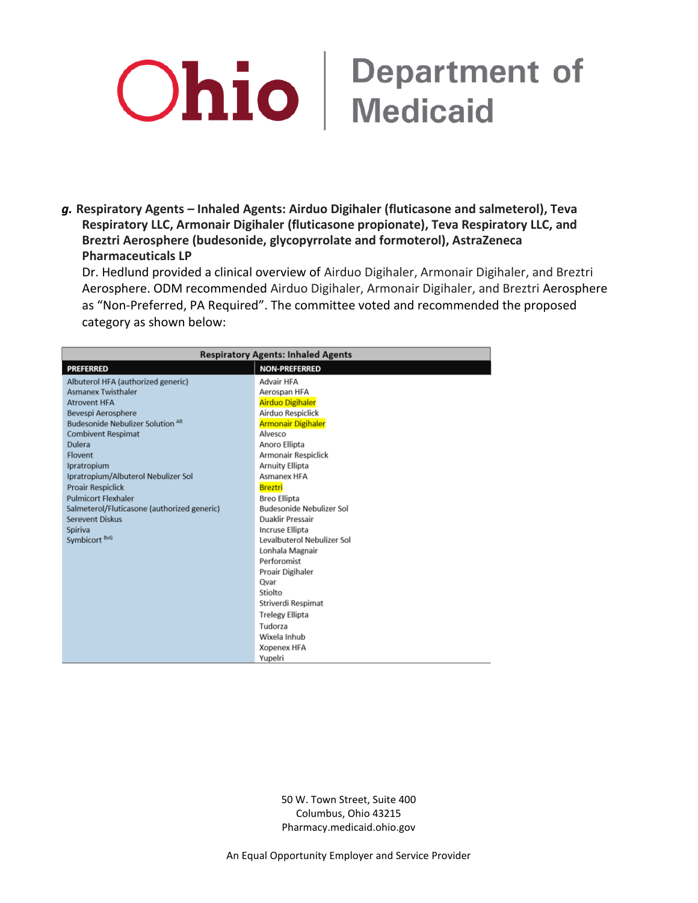**g. Respiratory Agents – Inhaled Agents: Airduo Digihaler (fluticasone and salmeterol), Teva Respiratory LLC, Armonair Digihaler (fluticasone propionate), Teva Respiratory LLC, and Breztri Aerosphere (budesonide, glycopyrrolate and formoterol), AstraZeneca Pharmaceuticals LP**

Dr. Hedlund provided a clinical overview of Airduo Digihaler, Armonair Digihaler, and Breztri Aerosphere. ODM recommended Airduo Digihaler, Armonair Digihaler, and Breztri Aerosphere as "Non-Preferred, PA Required". The committee voted and recommended the proposed category as shown below:

| Respiratory Agents: Inhaled Agents | |
|---|---|
| **PREFERRED** | **NON-PREFERRED** |
| Albuterol HFA (authorized generic) | Advair HFA |
| Asmanex Twisthaler | Aerospan HFA |
| Atrovent HFA | Airduo Digihaler |
| Bevespi Aerosphere | Airduo Respiclick |
| Budesonide Nebulizer Solution [AR] | Armonair Digihaler |
| Combivent Respimat | Alvesco |
| Dulera | Anoro Ellipta |
| Flovent | Armonair Respiclick |
| Ipratropium | Arnuity Ellipta |
| Ipratropium/Albuterol Nebulizer Sol | Asmanex HFA |
| Proair Respiclick | Breztri |
| Pulmicort Flexhaler | Breo Ellipta |
| Salmeterol/Fluticasone (authorized generic) | Budesonide Nebulizer Sol |
| Serevent Diskus | Duaklir Pressair |
| Spiriva | Incruse Ellipta |
| Symbicort [BvG] | Levalbuterol Nebulizer Sol |
| | Lonhala Magnair |
| | Perforomist |
| | Proair Digihaler |
| | Qvar |
| | Stiolto |
| | Striverdi Respimat |
| | Trelegy Ellipta |
| | Tudorza |
| | Wixela Inhub |
| | Xopenex HFA |
| | Yupelri |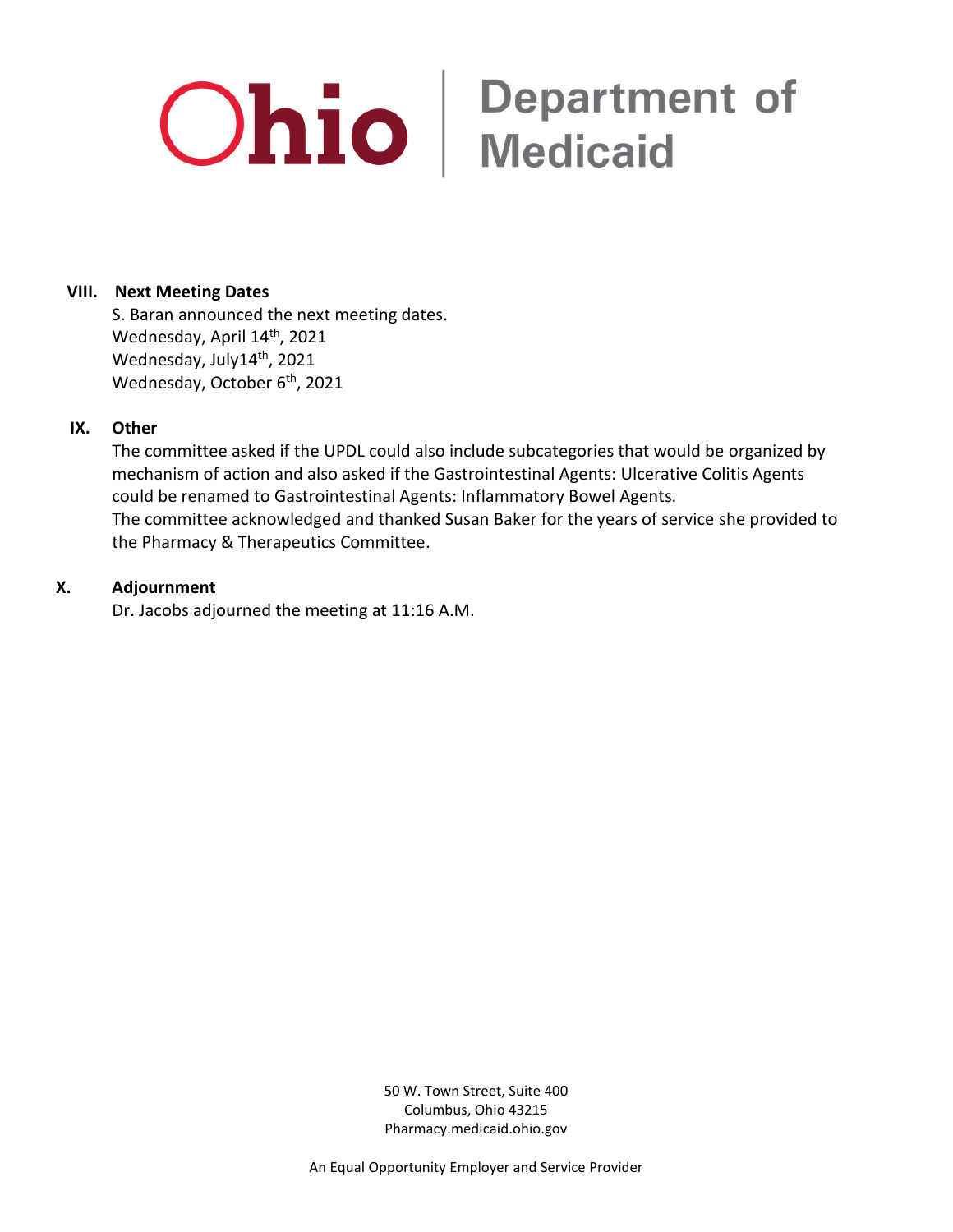## VIII. Next Meeting Dates

S. Baran announced the next meeting dates.
Wednesday, April 14th, 2021
Wednesday, July14th, 2021
Wednesday, October 6th, 2021

## IX. Other

The committee asked if the UPDL could also include subcategories that would be organized by mechanism of action and also asked if the Gastrointestinal Agents: Ulcerative Colitis Agents could be renamed to Gastrointestinal Agents: Inflammatory Bowel Agents.
The committee acknowledged and thanked Susan Baker for the years of service she provided to the Pharmacy & Therapeutics Committee.

## X. Adjournment

Dr. Jacobs adjourned the meeting at 11:16 A.M.